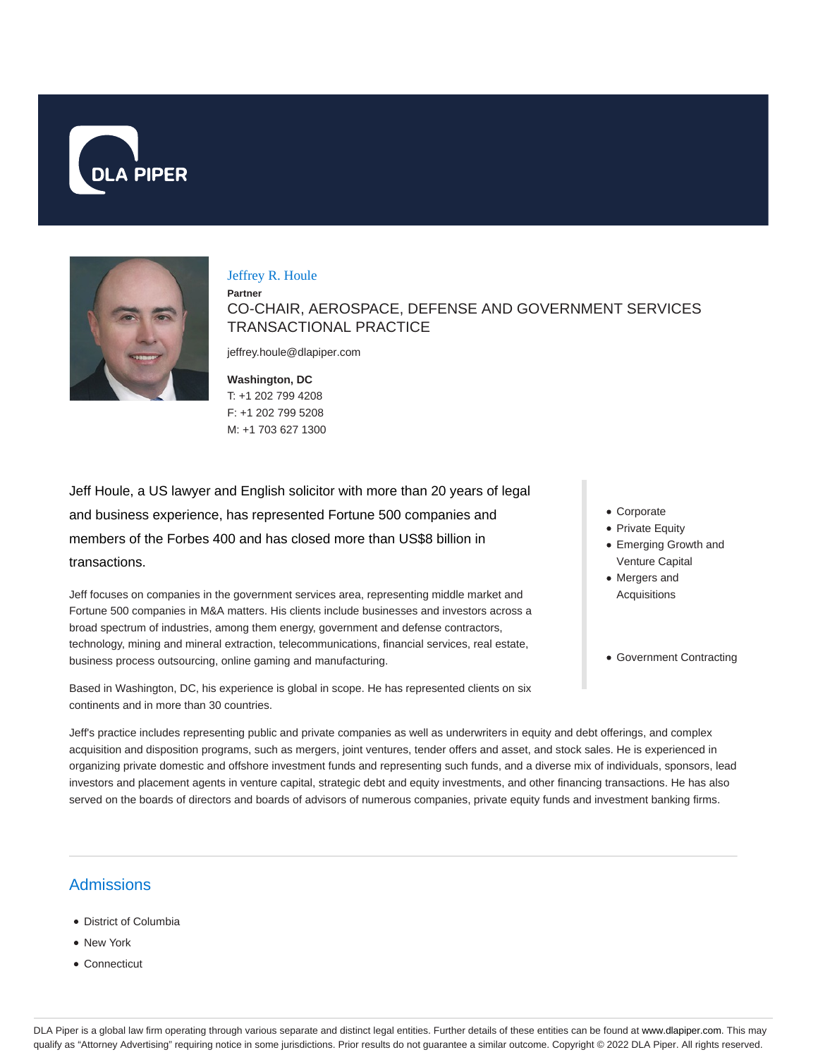# Jeffrey R. Houle

**Partner**

CO-CHAIR, AEROSPACE, DEFENSE AND GOVERNMENT SERVICES TRANSACTIONAL PRACTICE

jeffrey.houle@dlapiper.com

**Washington, DC**
T: +1 202 799 4208
F: +1 202 799 5208
M: +1 703 627 1300

- Corporate
- Private Equity
- Emerging Growth and Venture Capital
- Mergers and Acquisitions
- Government Contracting

Jeff Houle, a US lawyer and English solicitor with more than 20 years of legal and business experience, has represented Fortune 500 companies and members of the Forbes 400 and has closed more than US$8 billion in transactions.

Jeff focuses on companies in the government services area, representing middle market and Fortune 500 companies in M&A matters. His clients include businesses and investors across a broad spectrum of industries, among them energy, government and defense contractors, technology, mining and mineral extraction, telecommunications, financial services, real estate, business process outsourcing, online gaming and manufacturing.

Based in Washington, DC, his experience is global in scope. He has represented clients on six continents and in more than 30 countries.

Jeff's practice includes representing public and private companies as well as underwriters in equity and debt offerings, and complex acquisition and disposition programs, such as mergers, joint ventures, tender offers and asset, and stock sales. He is experienced in organizing private domestic and offshore investment funds and representing such funds, and a diverse mix of individuals, sponsors, lead investors and placement agents in venture capital, strategic debt and equity investments, and other financing transactions. He has also served on the boards of directors and boards of advisors of numerous companies, private equity funds and investment banking firms.

## Admissions

- District of Columbia
- New York
- Connecticut

DLA Piper is a global law firm operating through various separate and distinct legal entities. Further details of these entities can be found at www.dlapiper.com. This may qualify as "Attorney Advertising" requiring notice in some jurisdictions. Prior results do not guarantee a similar outcome. Copyright © 2022 DLA Piper. All rights reserved.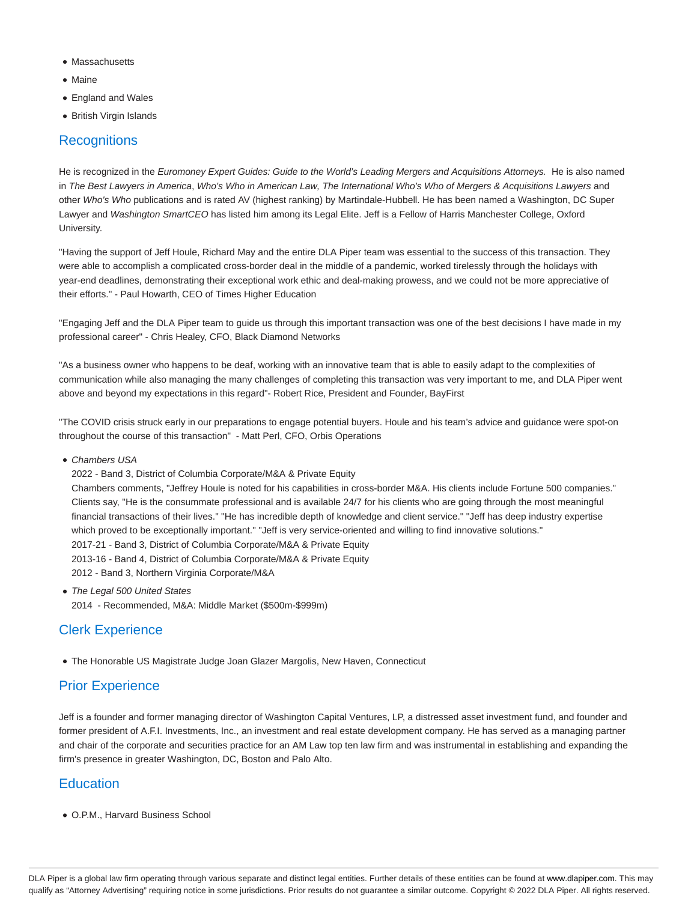- Massachusetts
- Maine
- England and Wales
- British Virgin Islands

## Recognitions

He is recognized in the *Euromoney Expert Guides: Guide to the World's Leading Mergers and Acquisitions Attorneys.* He is also named in *The Best Lawyers in America*, *Who's Who in American Law, The International Who's Who of Mergers & Acquisitions Lawyers* and other *Who's Who* publications and is rated AV (highest ranking) by Martindale-Hubbell. He has been named a Washington, DC Super Lawyer and *Washington SmartCEO* has listed him among its Legal Elite. Jeff is a Fellow of Harris Manchester College, Oxford University.

"Having the support of Jeff Houle, Richard May and the entire DLA Piper team was essential to the success of this transaction. They were able to accomplish a complicated cross-border deal in the middle of a pandemic, worked tirelessly through the holidays with year-end deadlines, demonstrating their exceptional work ethic and deal-making prowess, and we could not be more appreciative of their efforts." - Paul Howarth, CEO of Times Higher Education

"Engaging Jeff and the DLA Piper team to guide us through this important transaction was one of the best decisions I have made in my professional career" - Chris Healey, CFO, Black Diamond Networks

"As a business owner who happens to be deaf, working with an innovative team that is able to easily adapt to the complexities of communication while also managing the many challenges of completing this transaction was very important to me, and DLA Piper went above and beyond my expectations in this regard"- Robert Rice, President and Founder, BayFirst

"The COVID crisis struck early in our preparations to engage potential buyers. Houle and his team's advice and guidance were spot-on throughout the course of this transaction" - Matt Perl, CFO, Orbis Operations

- *Chambers USA*
  2022 - Band 3, District of Columbia Corporate/M&A & Private Equity
  Chambers comments, "Jeffrey Houle is noted for his capabilities in cross-border M&A. His clients include Fortune 500 companies." Clients say, "He is the consummate professional and is available 24/7 for his clients who are going through the most meaningful financial transactions of their lives." "He has incredible depth of knowledge and client service." "Jeff has deep industry expertise which proved to be exceptionally important." "Jeff is very service-oriented and willing to find innovative solutions."
  2017-21 - Band 3, District of Columbia Corporate/M&A & Private Equity
  2013-16 - Band 4, District of Columbia Corporate/M&A & Private Equity
  2012 - Band 3, Northern Virginia Corporate/M&A
- *The Legal 500 United States*
  2014 - Recommended, M&A: Middle Market ($500m-$999m)

## Clerk Experience

- The Honorable US Magistrate Judge Joan Glazer Margolis, New Haven, Connecticut

## Prior Experience

Jeff is a founder and former managing director of Washington Capital Ventures, LP, a distressed asset investment fund, and founder and former president of A.F.I. Investments, Inc., an investment and real estate development company. He has served as a managing partner and chair of the corporate and securities practice for an AM Law top ten law firm and was instrumental in establishing and expanding the firm's presence in greater Washington, DC, Boston and Palo Alto.

## Education

- O.P.M., Harvard Business School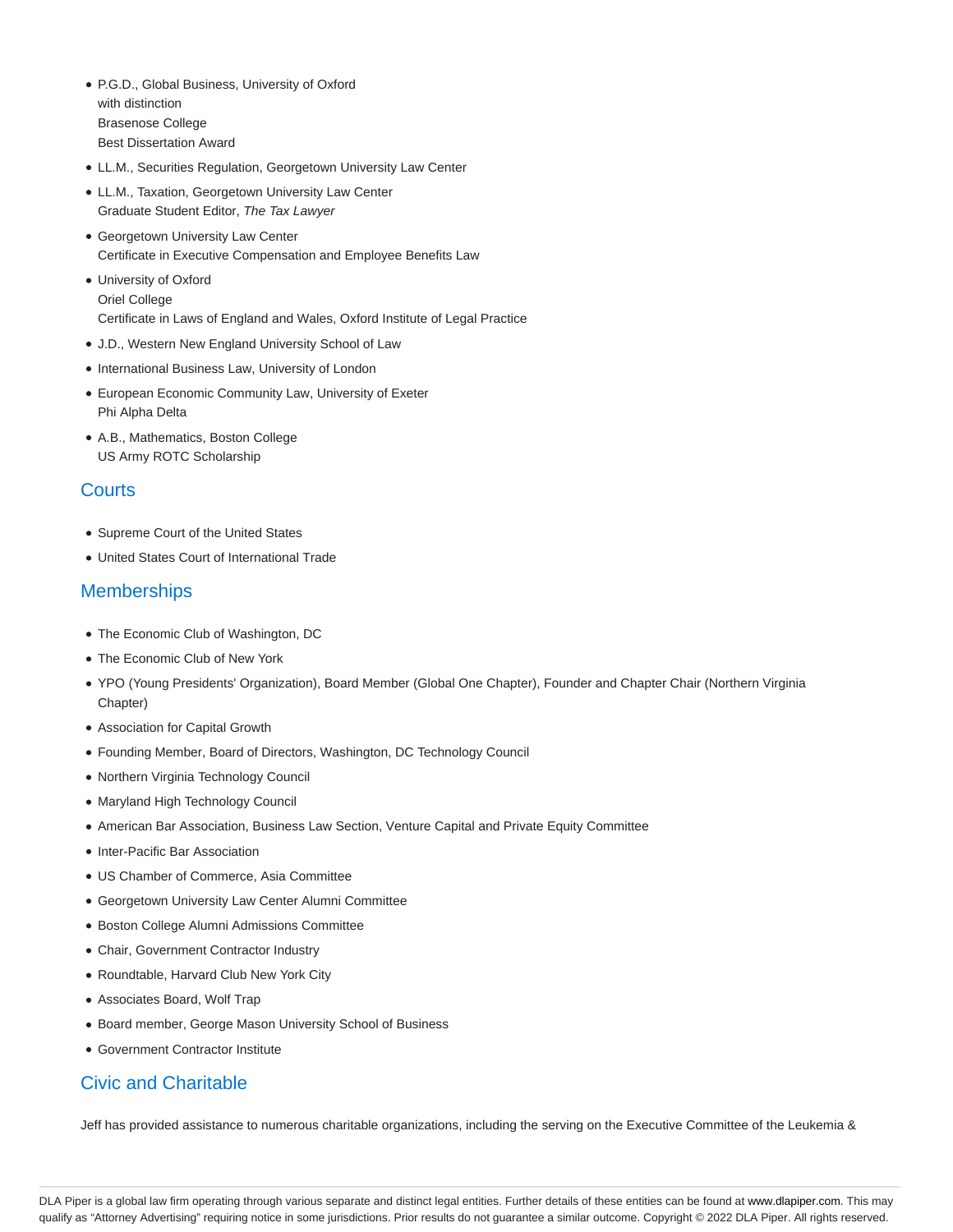- P.G.D., Global Business, University of Oxford
  with distinction
  Brasenose College
  Best Dissertation Award
- LL.M., Securities Regulation, Georgetown University Law Center
- LL.M., Taxation, Georgetown University Law Center
  Graduate Student Editor, *The Tax Lawyer*
- Georgetown University Law Center
  Certificate in Executive Compensation and Employee Benefits Law
- University of Oxford
  Oriel College
  Certificate in Laws of England and Wales, Oxford Institute of Legal Practice
- J.D., Western New England University School of Law
- International Business Law, University of London
- European Economic Community Law, University of Exeter
  Phi Alpha Delta
- A.B., Mathematics, Boston College
  US Army ROTC Scholarship

## Courts

- Supreme Court of the United States
- United States Court of International Trade

## Memberships

- The Economic Club of Washington, DC
- The Economic Club of New York
- YPO (Young Presidents' Organization), Board Member (Global One Chapter), Founder and Chapter Chair (Northern Virginia Chapter)
- Association for Capital Growth
- Founding Member, Board of Directors, Washington, DC Technology Council
- Northern Virginia Technology Council
- Maryland High Technology Council
- American Bar Association, Business Law Section, Venture Capital and Private Equity Committee
- Inter-Pacific Bar Association
- US Chamber of Commerce, Asia Committee
- Georgetown University Law Center Alumni Committee
- Boston College Alumni Admissions Committee
- Chair, Government Contractor Industry
- Roundtable, Harvard Club New York City
- Associates Board, Wolf Trap
- Board member, George Mason University School of Business
- Government Contractor Institute

## Civic and Charitable

Jeff has provided assistance to numerous charitable organizations, including the serving on the Executive Committee of the Leukemia &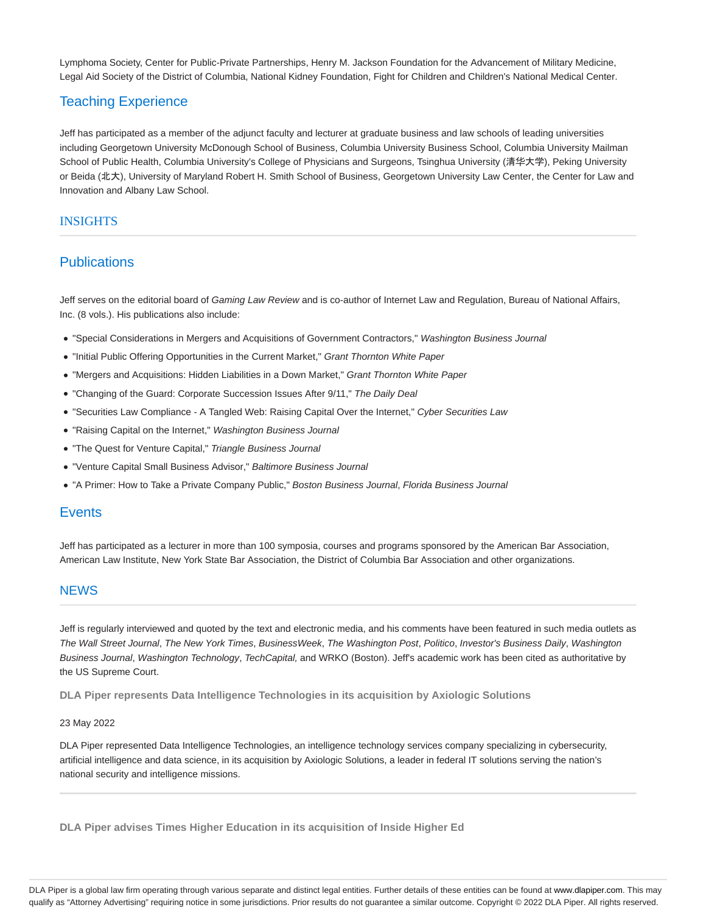Lymphoma Society, Center for Public-Private Partnerships, Henry M. Jackson Foundation for the Advancement of Military Medicine, Legal Aid Society of the District of Columbia, National Kidney Foundation, Fight for Children and Children's National Medical Center.

## Teaching Experience

Jeff has participated as a member of the adjunct faculty and lecturer at graduate business and law schools of leading universities including Georgetown University McDonough School of Business, Columbia University Business School, Columbia University Mailman School of Public Health, Columbia University's College of Physicians and Surgeons, Tsinghua University (清华大学), Peking University or Beida (北大), University of Maryland Robert H. Smith School of Business, Georgetown University Law Center, the Center for Law and Innovation and Albany Law School.

# INSIGHTS

## Publications

Jeff serves on the editorial board of *Gaming Law Review* and is co-author of Internet Law and Regulation, Bureau of National Affairs, Inc. (8 vols.). His publications also include:

- "Special Considerations in Mergers and Acquisitions of Government Contractors," *Washington Business Journal*
- "Initial Public Offering Opportunities in the Current Market," *Grant Thornton White Paper*
- "Mergers and Acquisitions: Hidden Liabilities in a Down Market," *Grant Thornton White Paper*
- "Changing of the Guard: Corporate Succession Issues After 9/11," *The Daily Deal*
- "Securities Law Compliance - A Tangled Web: Raising Capital Over the Internet," *Cyber Securities Law*
- "Raising Capital on the Internet," *Washington Business Journal*
- "The Quest for Venture Capital," *Triangle Business Journal*
- "Venture Capital Small Business Advisor," *Baltimore Business Journal*
- "A Primer: How to Take a Private Company Public," *Boston Business Journal*, *Florida Business Journal*

## Events

Jeff has participated as a lecturer in more than 100 symposia, courses and programs sponsored by the American Bar Association, American Law Institute, New York State Bar Association, the District of Columbia Bar Association and other organizations.

# NEWS

Jeff is regularly interviewed and quoted by the text and electronic media, and his comments have been featured in such media outlets as *The Wall Street Journal*, *The New York Times*, *BusinessWeek*, *The Washington Post*, *Politico*, *Investor's Business Daily*, *Washington Business Journal*, *Washington Technology*, *TechCapital,* and WRKO (Boston). Jeff's academic work has been cited as authoritative by the US Supreme Court.

**DLA Piper represents Data Intelligence Technologies in its acquisition by Axiologic Solutions**

23 May 2022

DLA Piper represented Data Intelligence Technologies, an intelligence technology services company specializing in cybersecurity, artificial intelligence and data science, in its acquisition by Axiologic Solutions, a leader in federal IT solutions serving the nation's national security and intelligence missions.

---

**DLA Piper advises Times Higher Education in its acquisition of Inside Higher Ed**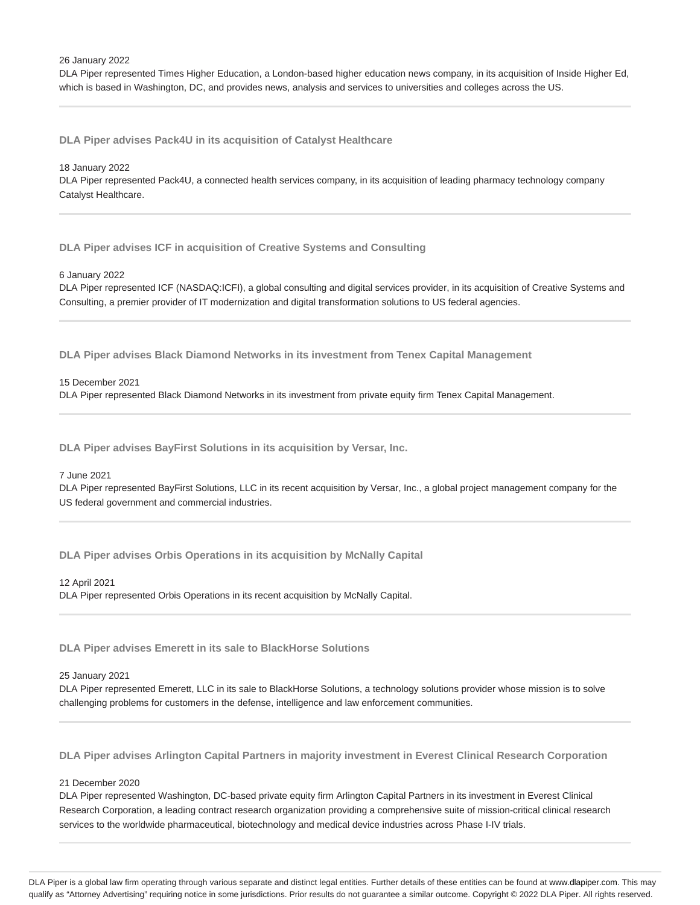26 January 2022
DLA Piper represented Times Higher Education, a London-based higher education news company, in its acquisition of Inside Higher Ed, which is based in Washington, DC, and provides news, analysis and services to universities and colleges across the US.

---

### DLA Piper advises Pack4U in its acquisition of Catalyst Healthcare

18 January 2022
DLA Piper represented Pack4U, a connected health services company, in its acquisition of leading pharmacy technology company Catalyst Healthcare.

---

### DLA Piper advises ICF in acquisition of Creative Systems and Consulting

6 January 2022
DLA Piper represented ICF (NASDAQ:ICFI), a global consulting and digital services provider, in its acquisition of Creative Systems and Consulting, a premier provider of IT modernization and digital transformation solutions to US federal agencies.

---

### DLA Piper advises Black Diamond Networks in its investment from Tenex Capital Management

15 December 2021
DLA Piper represented Black Diamond Networks in its investment from private equity firm Tenex Capital Management.

---

### DLA Piper advises BayFirst Solutions in its acquisition by Versar, Inc.

7 June 2021
DLA Piper represented BayFirst Solutions, LLC in its recent acquisition by Versar, Inc., a global project management company for the US federal government and commercial industries.

---

### DLA Piper advises Orbis Operations in its acquisition by McNally Capital

12 April 2021
DLA Piper represented Orbis Operations in its recent acquisition by McNally Capital.

---

### DLA Piper advises Emerett in its sale to BlackHorse Solutions

25 January 2021
DLA Piper represented Emerett, LLC in its sale to BlackHorse Solutions, a technology solutions provider whose mission is to solve challenging problems for customers in the defense, intelligence and law enforcement communities.

---

### DLA Piper advises Arlington Capital Partners in majority investment in Everest Clinical Research Corporation

21 December 2020
DLA Piper represented Washington, DC-based private equity firm Arlington Capital Partners in its investment in Everest Clinical Research Corporation, a leading contract research organization providing a comprehensive suite of mission-critical clinical research services to the worldwide pharmaceutical, biotechnology and medical device industries across Phase I-IV trials.

---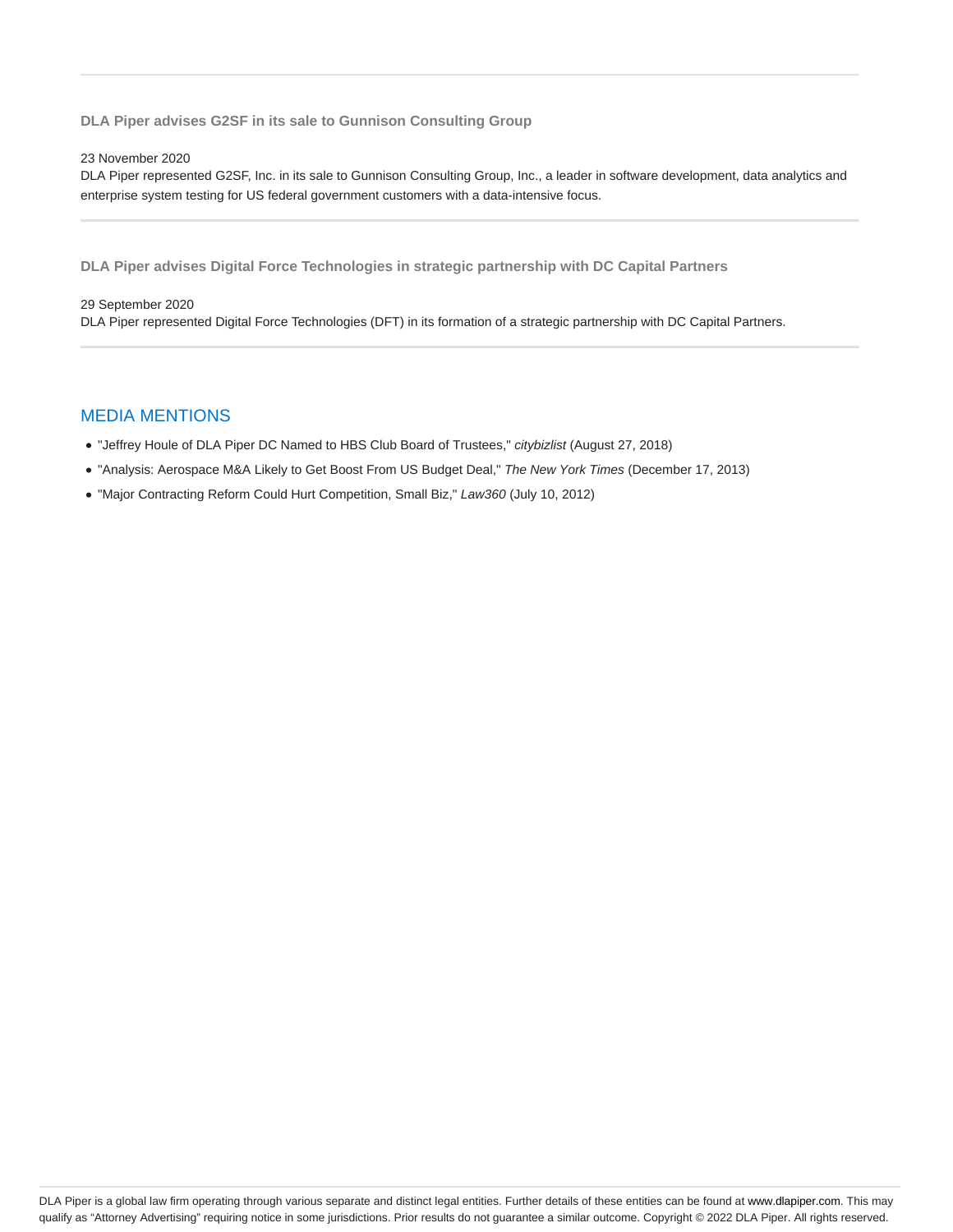**DLA Piper advises G2SF in its sale to Gunnison Consulting Group**

23 November 2020

DLA Piper represented G2SF, Inc. in its sale to Gunnison Consulting Group, Inc., a leader in software development, data analytics and enterprise system testing for US federal government customers with a data-intensive focus.

**DLA Piper advises Digital Force Technologies in strategic partnership with DC Capital Partners**

29 September 2020

DLA Piper represented Digital Force Technologies (DFT) in its formation of a strategic partnership with DC Capital Partners.

## MEDIA MENTIONS

- "Jeffrey Houle of DLA Piper DC Named to HBS Club Board of Trustees," *citybizlist* (August 27, 2018)
- "Analysis: Aerospace M&A Likely to Get Boost From US Budget Deal," *The New York Times* (December 17, 2013)
- "Major Contracting Reform Could Hurt Competition, Small Biz," *Law360* (July 10, 2012)

DLA Piper is a global law firm operating through various separate and distinct legal entities. Further details of these entities can be found at www.dlapiper.com. This may qualify as "Attorney Advertising" requiring notice in some jurisdictions. Prior results do not guarantee a similar outcome. Copyright © 2022 DLA Piper. All rights reserved.